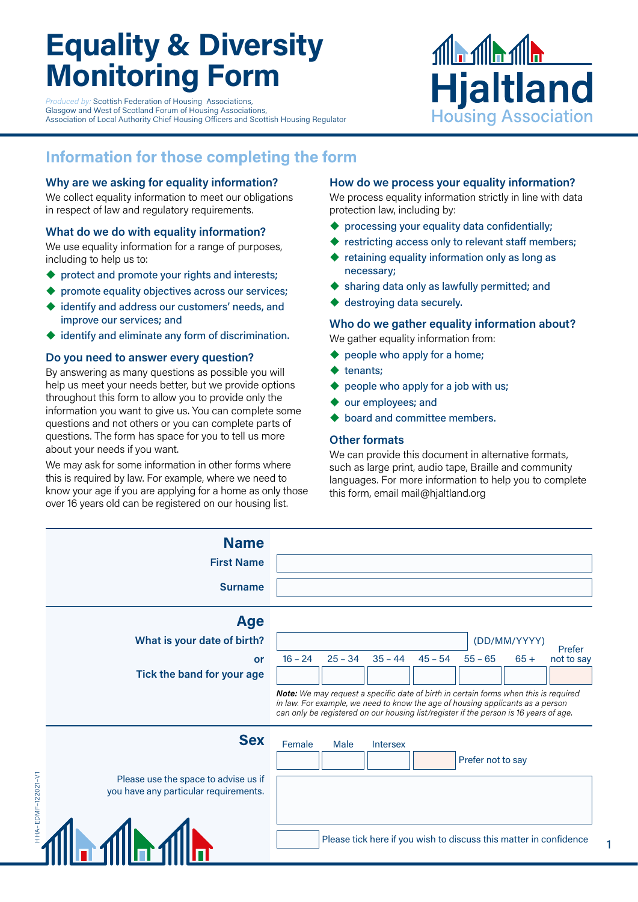# Equality & Diversity Monitoring Form

*Produced by:* Scottish Federation of Housing Associations, Glasgow and West of Scotland Forum of Housing Associations, Association of Local Authority Chief Housing Officers and Scottish Housing Regulator

Hjaltland Housing Association

## Information for those completing the form

### Why are we asking for equality information?

We collect equality information to meet our obligations in respect of law and regulatory requirements.

### What do we do with equality information?

We use equality information for a range of purposes, including to help us to:

- protect and promote your rights and interests;
- promote equality objectives across our services;
- identify and address our customers' needs, and improve our services; and
- identify and eliminate any form of discrimination.

### Do you need to answer every question?

By answering as many questions as possible you will help us meet your needs better, but we provide options throughout this form to allow you to provide only the information you want to give us. You can complete some questions and not others or you can complete parts of questions. The form has space for you to tell us more about your needs if you want.

We may ask for some information in other forms where this is required by law. For example, where we need to know your age if you are applying for a home as only those over 16 years old can be registered on our housing list.

### How do we process your equality information?

We process equality information strictly in line with data protection law, including by:

- processing your equality data confidentially;
- restricting access only to relevant staff members;
- retaining equality information only as long as necessary;
- sharing data only as lawfully permitted; and
- destroying data securely.

### Who do we gather equality information about?

We gather equality information from:

- people who apply for a home;
- tenants;
- people who apply for a job with us;
- our employees; and
- board and committee members.

### Other formats

We can provide this document in alternative formats, such as large print, audio tape, Braille and community languages. For more information to help you to complete this form, email mail@hjaltland.org

## Name

**First Name** ☐

**Surname** ☐

## Age

**What is your date of birth?** ☐ (DD/MM/YYYY)

**or**

**Tick the band for your age**

| 16 – 24 | 25 – 34 | 35 – 44 | 45 – 54 | 55 – 65 | 65 + | Prefer not to say |
|---|---|---|---|---|---|---|
| ☐ | ☐ | ☐ | ☐ | ☐ | ☐ | ☐ |

***Note:** We may request a specific date of birth in certain forms when this is required in law. For example, we need to know the age of housing applicants as a person can only be registered on our housing list/register if the person is 16 years of age.*

## Sex

| Female | Male | Intersex | Prefer not to say |
|---|---|---|---|
| ☐ | ☐ | ☐ | ☐ |

Please use the space to advise us if you have any particular requirements.

☐ Please tick here if you wish to discuss this matter in confidence

HHA-EDMF-122021-V1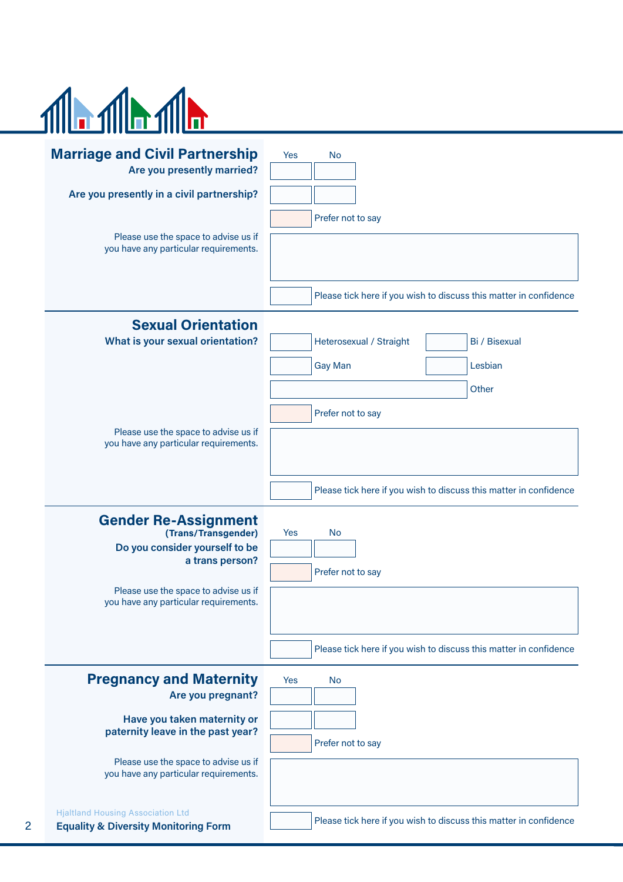## Marriage and Civil Partnership

| | Yes | No |
|---|---|---|
| **Are you presently married?** | ☐ | ☐ |
| **Are you presently in a civil partnership?** | ☐ | ☐ |

☐ Prefer not to say

Please use the space to advise us if you have any particular requirements.

☐ Please tick here if you wish to discuss this matter in confidence

## Sexual Orientation

**What is your sexual orientation?**

☐ Heterosexual / Straight ☐ Bi / Bisexual

☐ Gay Man ☐ Lesbian

☐ Other

☐ Prefer not to say

Please use the space to advise us if you have any particular requirements.

☐ Please tick here if you wish to discuss this matter in confidence

## Gender Re-Assignment

**(Trans/Transgender)**

| | Yes | No |
|---|---|---|
| **Do you consider yourself to be a trans person?** | ☐ | ☐ |

☐ Prefer not to say

Please use the space to advise us if you have any particular requirements.

☐ Please tick here if you wish to discuss this matter in confidence

## Pregnancy and Maternity

| | Yes | No |
|---|---|---|
| **Are you pregnant?** | ☐ | ☐ |
| **Have you taken maternity or paternity leave in the past year?** | ☐ | ☐ |

☐ Prefer not to say

Please use the space to advise us if you have any particular requirements.

☐ Please tick here if you wish to discuss this matter in confidence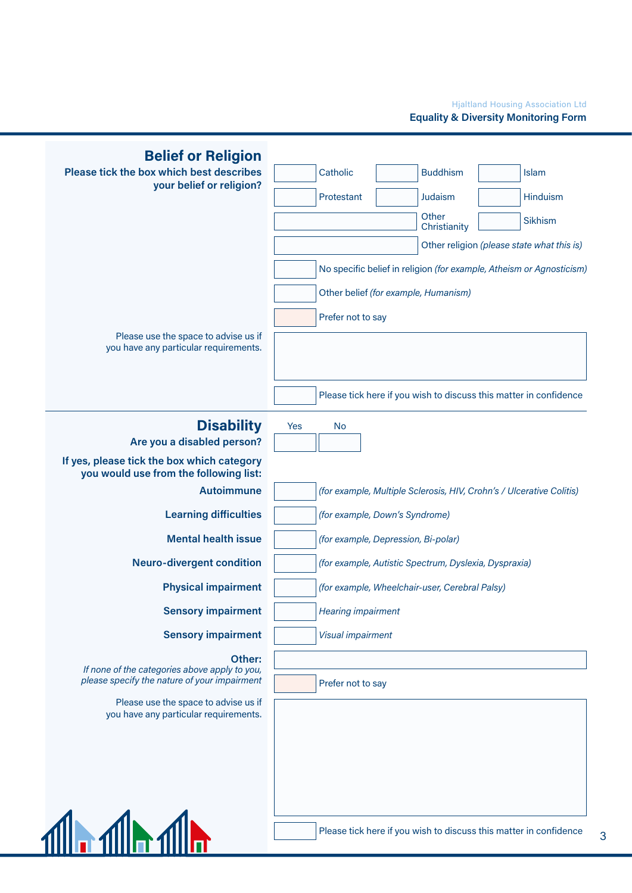## Belief or Religion

**Please tick the box which best describes your belief or religion?**

- [ ] Catholic
- [ ] Buddhism
- [ ] Islam
- [ ] Protestant
- [ ] Judaism
- [ ] Hinduism
- [ ] Other Christianity
- [ ] Sikhism
- [ ] Other religion *(please state what this is)*
- [ ] No specific belief in religion *(for example, Atheism or Agnosticism)*
- [ ] Other belief *(for example, Humanism)*
- [ ] Prefer not to say

Please use the space to advise us if you have any particular requirements.

- [ ] Please tick here if you wish to discuss this matter in confidence

## Disability

**Are you a disabled person?**

- [ ] Yes
- [ ] No

**If yes, please tick the box which category you would use from the following list:**

- [ ] **Autoimmune** *(for example, Multiple Sclerosis, HIV, Crohn's / Ulcerative Colitis)*
- [ ] **Learning difficulties** *(for example, Down's Syndrome)*
- [ ] **Mental health issue** *(for example, Depression, Bi-polar)*
- [ ] **Neuro-divergent condition** *(for example, Autistic Spectrum, Dyslexia, Dyspraxia)*
- [ ] **Physical impairment** *(for example, Wheelchair-user, Cerebral Palsy)*
- [ ] **Sensory impairment** *Hearing impairment*
- [ ] **Sensory impairment** *Visual impairment*

**Other:**
*If none of the categories above apply to you, please specify the nature of your impairment*

- [ ] Prefer not to say

Please use the space to advise us if you have any particular requirements.

- [ ] Please tick here if you wish to discuss this matter in confidence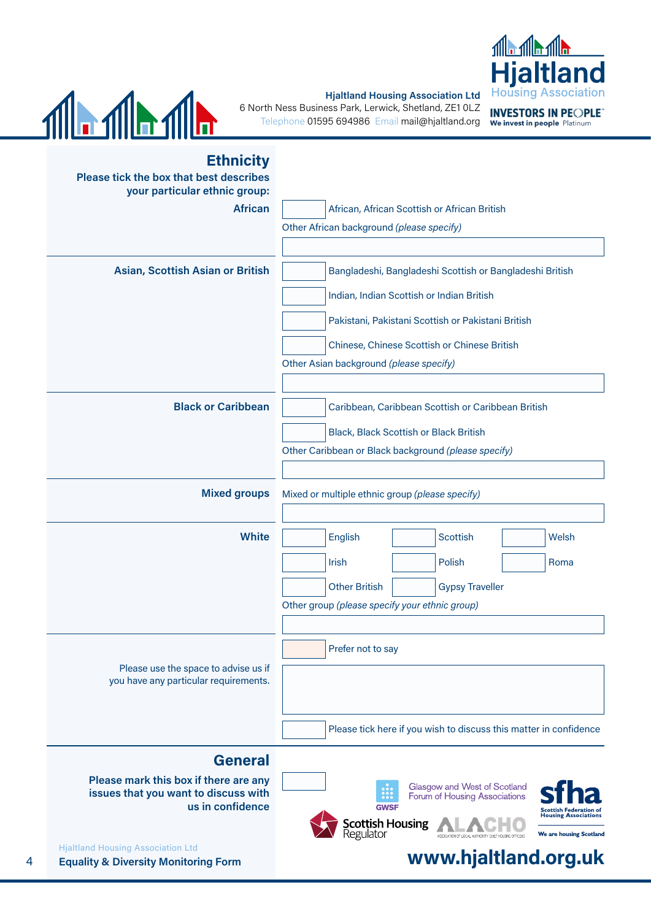**Hjaltland Housing Association Ltd**
6 North Ness Business Park, Lerwick, Shetland, ZE1 0LZ
Telephone 01595 694986 Email mail@hjaltland.org

Hjaltland Housing Association

INVESTORS IN PEOPLE We invest in people Platinum

## Ethnicity

**Please tick the box that best describes your particular ethnic group:**

**African**

- ☐ African, African Scottish or African British

Other African background *(please specify)*

☐

**Asian, Scottish Asian or British**

- ☐ Bangladeshi, Bangladeshi Scottish or Bangladeshi British
- ☐ Indian, Indian Scottish or Indian British
- ☐ Pakistani, Pakistani Scottish or Pakistani British
- ☐ Chinese, Chinese Scottish or Chinese British

Other Asian background *(please specify)*

☐

**Black or Caribbean**

- ☐ Caribbean, Caribbean Scottish or Caribbean British
- ☐ Black, Black Scottish or Black British

Other Caribbean or Black background *(please specify)*

☐

**Mixed groups**

Mixed or multiple ethnic group *(please specify)*

☐

**White**

- ☐ English
- ☐ Scottish
- ☐ Welsh
- ☐ Irish
- ☐ Polish
- ☐ Roma
- ☐ Other British
- ☐ Gypsy Traveller

Other group *(please specify your ethnic group)*

☐

- ☐ Prefer not to say

Please use the space to advise us if you have any particular requirements.

☐

- ☐ Please tick here if you wish to discuss this matter in confidence

## General

**Please mark this box if there are any issues that you want to discuss with us in confidence**

☐

Glasgow and West of Scotland Forum of Housing Associations (GWSF)

sfha Scottish Federation of Housing Associations — We are housing Scotland

Scottish Housing Regulator

ALACHO Association of Local Authority Chief Housing Officers

Hjaltland Housing Association Ltd
**Equality & Diversity Monitoring Form**

**www.hjaltland.org.uk**